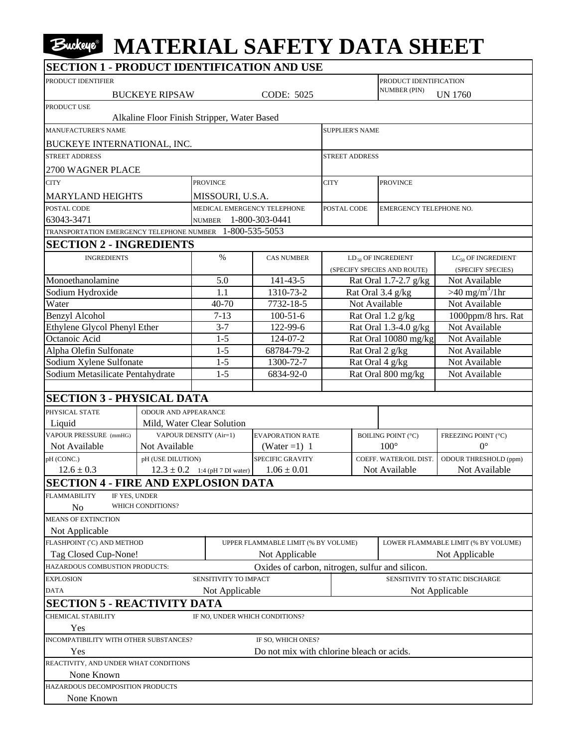# Buckeye® MATERIAL SAFETY DATA SHEET

## SECTION 1 - PRODUCT IDENTIFICATION AND USE

| PRODUCT IDENTIFIER | PRODUCT IDENTIFICATION NUMBER (PIN) |
|---|---|
| BUCKEYE RIPSAW CODE: 5025 | UN 1760 |

**PRODUCT USE**
Alkaline Floor Finish Stripper, Water Based

| MANUFACTURER'S NAME | | SUPPLIER'S NAME | |
|---|---|---|---|
| BUCKEYE INTERNATIONAL, INC. | | | |
| **STREET ADDRESS** | | **STREET ADDRESS** | |
| 2700 WAGNER PLACE | | | |
| **CITY** | **PROVINCE** | **CITY** | **PROVINCE** |
| MARYLAND HEIGHTS | MISSOURI, U.S.A. | | |
| **POSTAL CODE** | **MEDICAL EMERGENCY TELEPHONE NUMBER** | **POSTAL CODE** | **EMERGENCY TELEPHONE NO.** |
| 63043-3471 | 1-800-303-0441 | | |

TRANSPORTATION EMERGENCY TELEPHONE NUMBER 1-800-535-5053

## SECTION 2 - INGREDIENTS

| INGREDIENTS | % | CAS NUMBER | $LD_{50}$ OF INGREDIENT (SPECIFY SPECIES AND ROUTE) | $LC_{50}$ OF INGREDIENT (SPECIFY SPECIES) |
|---|---|---|---|---|
| Monoethanolamine | 5.0 | 141-43-5 | Rat Oral 1.7-2.7 g/kg | Not Available |
| Sodium Hydroxide | 1.1 | 1310-73-2 | Rat Oral 3.4 g/kg | >40 mg/m$^3$/1hr |
| Water | 40-70 | 7732-18-5 | Not Available | Not Available |
| Benzyl Alcohol | 7-13 | 100-51-6 | Rat Oral 1.2 g/kg | 1000ppm/8 hrs. Rat |
| Ethylene Glycol Phenyl Ether | 3-7 | 122-99-6 | Rat Oral 1.3-4.0 g/kg | Not Available |
| Octanoic Acid | 1-5 | 124-07-2 | Rat Oral 10080 mg/kg | Not Available |
| Alpha Olefin Sulfonate | 1-5 | 68784-79-2 | Rat Oral 2 g/kg | Not Available |
| Sodium Xylene Sulfonate | 1-5 | 1300-72-7 | Rat Oral 4 g/kg | Not Available |
| Sodium Metasilicate Pentahydrate | 1-5 | 6834-92-0 | Rat Oral 800 mg/kg | Not Available |

## SECTION 3 - PHYSICAL DATA

| PHYSICAL STATE | ODOUR AND APPEARANCE | | | |
|---|---|---|---|---|
| Liquid | Mild, Water Clear Solution | | | |
| **VAPOUR PRESSURE (mmHG)** | **VAPOUR DENSITY (Air=1)** | **EVAPORATION RATE** | **BOILING POINT (°C)** | **FREEZING POINT (°C)** |
| Not Available | Not Available | (Water =1) 1 | 100° | 0° |
| **pH (CONC.)** | **pH (USE DILUTION)** | **SPECIFIC GRAVITY** | **COEFF. WATER/OIL DIST.** | **ODOUR THRESHOLD (ppm)** |
| 12.6 ± 0.3 | 12.3 ± 0.2 1:4 (pH 7 DI water) | 1.06 ± 0.01 | Not Available | Not Available |

## SECTION 4 - FIRE AND EXPLOSION DATA

**FLAMMABILITY** / IF YES, UNDER WHICH CONDITIONS?
No

**MEANS OF EXTINCTION**
Not Applicable

| FLASHPOINT (°C) AND METHOD | UPPER FLAMMABLE LIMIT (% BY VOLUME) | LOWER FLAMMABLE LIMIT (% BY VOLUME) |
|---|---|---|
| Tag Closed Cup-None! | Not Applicable | Not Applicable |

**HAZARDOUS COMBUSTION PRODUCTS:** Oxides of carbon, nitrogen, sulfur and silicon.

| EXPLOSION DATA | SENSITIVITY TO IMPACT | SENSITIVITY TO STATIC DISCHARGE |
|---|---|---|
| | Not Applicable | Not Applicable |

## SECTION 5 - REACTIVITY DATA

**CHEMICAL STABILITY** / IF NO, UNDER WHICH CONDITIONS?
Yes

**INCOMPATIBILITY WITH OTHER SUBSTANCES?** / IF SO, WHICH ONES?
Yes — Do not mix with chlorine bleach or acids.

**REACTIVITY, AND UNDER WHAT CONDITIONS**
None Known

**HAZARDOUS DECOMPOSITION PRODUCTS**
None Known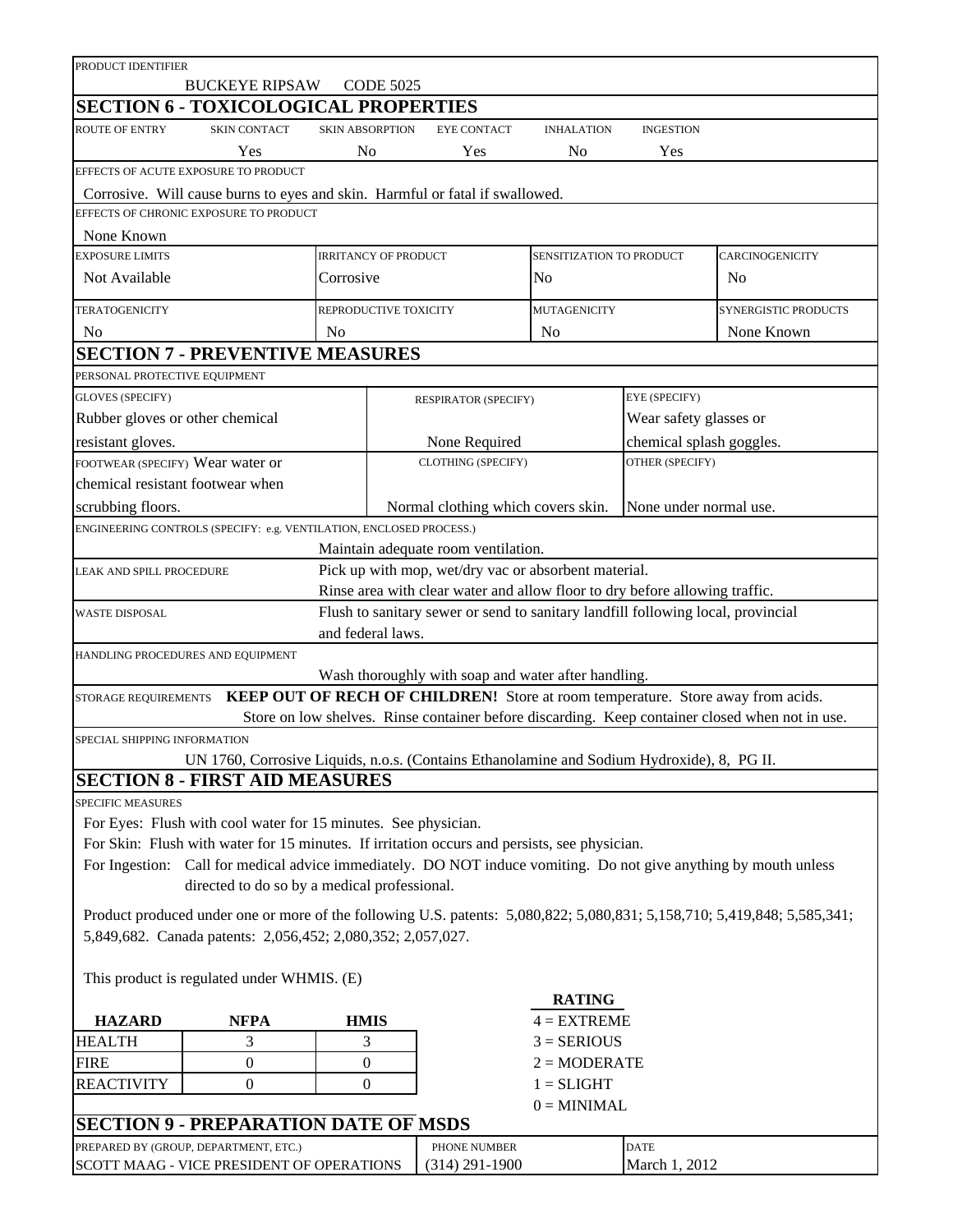PRODUCT IDENTIFIER

BUCKEYE RIPSAW CODE 5025

## SECTION 6 - TOXICOLOGICAL PROPERTIES

| ROUTE OF ENTRY | SKIN CONTACT | SKIN ABSORPTION | EYE CONTACT | INHALATION | INGESTION |
|---|---|---|---|---|---|
| | Yes | No | Yes | No | Yes |

EFFECTS OF ACUTE EXPOSURE TO PRODUCT

Corrosive. Will cause burns to eyes and skin. Harmful or fatal if swallowed.

EFFECTS OF CHRONIC EXPOSURE TO PRODUCT

None Known

| EXPOSURE LIMITS | IRRITANCY OF PRODUCT | SENSITIZATION TO PRODUCT | CARCINOGENICITY |
|---|---|---|---|
| Not Available | Corrosive | No | No |
| **TERATOGENICITY** | **REPRODUCTIVE TOXICITY** | **MUTAGENICITY** | **SYNERGISTIC PRODUCTS** |
| No | No | No | None Known |

## SECTION 7 - PREVENTIVE MEASURES

PERSONAL PROTECTIVE EQUIPMENT

| GLOVES (SPECIFY) | RESPIRATOR (SPECIFY) | EYE (SPECIFY) |
|---|---|---|
| Rubber gloves or other chemical resistant gloves. | None Required | Wear safety glasses or chemical splash goggles. |
| **FOOTWEAR (SPECIFY)** | **CLOTHING (SPECIFY)** | **OTHER (SPECIFY)** |
| Wear water or chemical resistant footwear when scrubbing floors. | Normal clothing which covers skin. | None under normal use. |

ENGINEERING CONTROLS (SPECIFY: e.g. VENTILATION, ENCLOSED PROCESS.)

Maintain adequate room ventilation.

LEAK AND SPILL PROCEDURE

Pick up with mop, wet/dry vac or absorbent material.
Rinse area with clear water and allow floor to dry before allowing traffic.

WASTE DISPOSAL

Flush to sanitary sewer or send to sanitary landfill following local, provincial and federal laws.

HANDLING PROCEDURES AND EQUIPMENT

Wash thoroughly with soap and water after handling.

STORAGE REQUIREMENTS

**KEEP OUT OF RECH OF CHILDREN!** Store at room temperature. Store away from acids.
Store on low shelves. Rinse container before discarding. Keep container closed when not in use.

SPECIAL SHIPPING INFORMATION

UN 1760, Corrosive Liquids, n.o.s. (Contains Ethanolamine and Sodium Hydroxide), 8, PG II.

## SECTION 8 - FIRST AID MEASURES

SPECIFIC MEASURES

For Eyes: Flush with cool water for 15 minutes. See physician.

For Skin: Flush with water for 15 minutes. If irritation occurs and persists, see physician.

For Ingestion: Call for medical advice immediately. DO NOT induce vomiting. Do not give anything by mouth unless directed to do so by a medical professional.

Product produced under one or more of the following U.S. patents: 5,080,822; 5,080,831; 5,158,710; 5,419,848; 5,585,341; 5,849,682. Canada patents: 2,056,452; 2,080,352; 2,057,027.

This product is regulated under WHMIS. (E)

| HAZARD | NFPA | HMIS |
|---|---|---|
| HEALTH | 3 | 3 |
| FIRE | 0 | 0 |
| REACTIVITY | 0 | 0 |

**RATING**

4 = EXTREME
3 = SERIOUS
2 = MODERATE
1 = SLIGHT
0 = MINIMAL

## SECTION 9 - PREPARATION DATE OF MSDS

| PREPARED BY (GROUP, DEPARTMENT, ETC.) | PHONE NUMBER | DATE |
|---|---|---|
| SCOTT MAAG - VICE PRESIDENT OF OPERATIONS | (314) 291-1900 | March 1, 2012 |